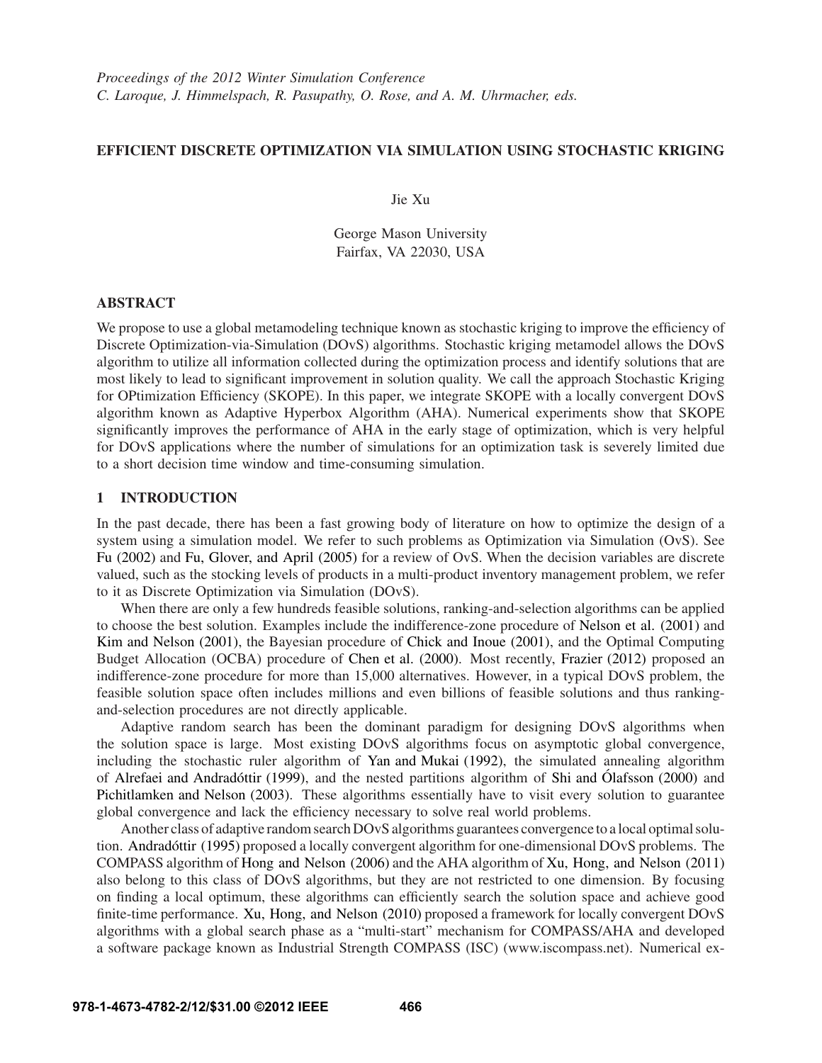*Proceedings of the 2012 Winter Simulation Conference*
*C. Laroque, J. Himmelspach, R. Pasupathy, O. Rose, and A. M. Uhrmacher, eds.*

# EFFICIENT DISCRETE OPTIMIZATION VIA SIMULATION USING STOCHASTIC KRIGING

Jie Xu

George Mason University
Fairfax, VA 22030, USA

## ABSTRACT

We propose to use a global metamodeling technique known as stochastic kriging to improve the efficiency of Discrete Optimization-via-Simulation (DOvS) algorithms. Stochastic kriging metamodel allows the DOvS algorithm to utilize all information collected during the optimization process and identify solutions that are most likely to lead to significant improvement in solution quality. We call the approach Stochastic Kriging for OPtimization Efficiency (SKOPE). In this paper, we integrate SKOPE with a locally convergent DOvS algorithm known as Adaptive Hyperbox Algorithm (AHA). Numerical experiments show that SKOPE significantly improves the performance of AHA in the early stage of optimization, which is very helpful for DOvS applications where the number of simulations for an optimization task is severely limited due to a short decision time window and time-consuming simulation.

## 1 INTRODUCTION

In the past decade, there has been a fast growing body of literature on how to optimize the design of a system using a simulation model. We refer to such problems as Optimization via Simulation (OvS). See Fu (2002) and Fu, Glover, and April (2005) for a review of OvS. When the decision variables are discrete valued, such as the stocking levels of products in a multi-product inventory management problem, we refer to it as Discrete Optimization via Simulation (DOvS).

When there are only a few hundreds feasible solutions, ranking-and-selection algorithms can be applied to choose the best solution. Examples include the indifference-zone procedure of Nelson et al. (2001) and Kim and Nelson (2001), the Bayesian procedure of Chick and Inoue (2001), and the Optimal Computing Budget Allocation (OCBA) procedure of Chen et al. (2000). Most recently, Frazier (2012) proposed an indifference-zone procedure for more than 15,000 alternatives. However, in a typical DOvS problem, the feasible solution space often includes millions and even billions of feasible solutions and thus ranking-and-selection procedures are not directly applicable.

Adaptive random search has been the dominant paradigm for designing DOvS algorithms when the solution space is large. Most existing DOvS algorithms focus on asymptotic global convergence, including the stochastic ruler algorithm of Yan and Mukai (1992), the simulated annealing algorithm of Alrefaei and Andradóttir (1999), and the nested partitions algorithm of Shi and Ólafsson (2000) and Pichitlamken and Nelson (2003). These algorithms essentially have to visit every solution to guarantee global convergence and lack the efficiency necessary to solve real world problems.

Another class of adaptive random search DOvS algorithms guarantees convergence to a local optimal solution. Andradóttir (1995) proposed a locally convergent algorithm for one-dimensional DOvS problems. The COMPASS algorithm of Hong and Nelson (2006) and the AHA algorithm of Xu, Hong, and Nelson (2011) also belong to this class of DOvS algorithms, but they are not restricted to one dimension. By focusing on finding a local optimum, these algorithms can efficiently search the solution space and achieve good finite-time performance. Xu, Hong, and Nelson (2010) proposed a framework for locally convergent DOvS algorithms with a global search phase as a "multi-start" mechanism for COMPASS/AHA and developed a software package known as Industrial Strength COMPASS (ISC) (www.iscompass.net). Numerical ex-

978-1-4673-4782-2/12/$31.00 ©2012 IEEE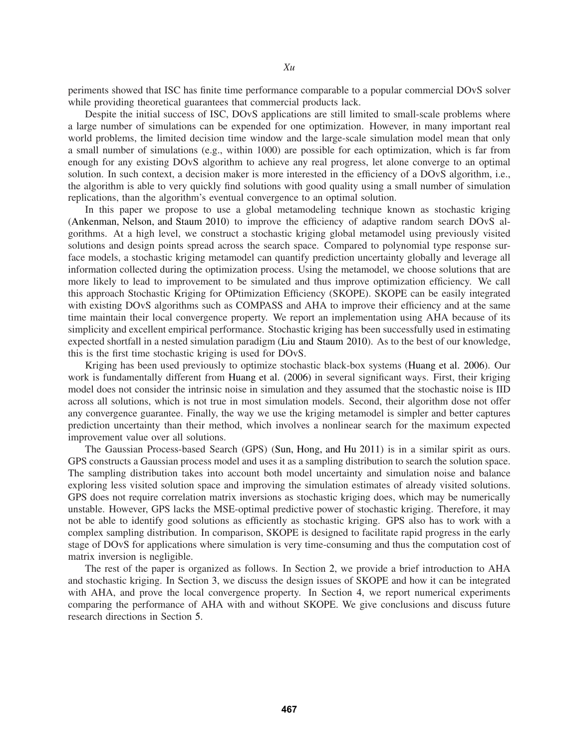periments showed that ISC has finite time performance comparable to a popular commercial DOvS solver while providing theoretical guarantees that commercial products lack.

Despite the initial success of ISC, DOvS applications are still limited to small-scale problems where a large number of simulations can be expended for one optimization. However, in many important real world problems, the limited decision time window and the large-scale simulation model mean that only a small number of simulations (e.g., within 1000) are possible for each optimization, which is far from enough for any existing DOvS algorithm to achieve any real progress, let alone converge to an optimal solution. In such context, a decision maker is more interested in the efficiency of a DOvS algorithm, i.e., the algorithm is able to very quickly find solutions with good quality using a small number of simulation replications, than the algorithm's eventual convergence to an optimal solution.

In this paper we propose to use a global metamodeling technique known as stochastic kriging (Ankenman, Nelson, and Staum 2010) to improve the efficiency of adaptive random search DOvS algorithms. At a high level, we construct a stochastic kriging global metamodel using previously visited solutions and design points spread across the search space. Compared to polynomial type response surface models, a stochastic kriging metamodel can quantify prediction uncertainty globally and leverage all information collected during the optimization process. Using the metamodel, we choose solutions that are more likely to lead to improvement to be simulated and thus improve optimization efficiency. We call this approach Stochastic Kriging for OPtimization Efficiency (SKOPE). SKOPE can be easily integrated with existing DOvS algorithms such as COMPASS and AHA to improve their efficiency and at the same time maintain their local convergence property. We report an implementation using AHA because of its simplicity and excellent empirical performance. Stochastic kriging has been successfully used in estimating expected shortfall in a nested simulation paradigm (Liu and Staum 2010). As to the best of our knowledge, this is the first time stochastic kriging is used for DOvS.

Kriging has been used previously to optimize stochastic black-box systems (Huang et al. 2006). Our work is fundamentally different from Huang et al. (2006) in several significant ways. First, their kriging model does not consider the intrinsic noise in simulation and they assumed that the stochastic noise is IID across all solutions, which is not true in most simulation models. Second, their algorithm dose not offer any convergence guarantee. Finally, the way we use the kriging metamodel is simpler and better captures prediction uncertainty than their method, which involves a nonlinear search for the maximum expected improvement value over all solutions.

The Gaussian Process-based Search (GPS) (Sun, Hong, and Hu 2011) is in a similar spirit as ours. GPS constructs a Gaussian process model and uses it as a sampling distribution to search the solution space. The sampling distribution takes into account both model uncertainty and simulation noise and balance exploring less visited solution space and improving the simulation estimates of already visited solutions. GPS does not require correlation matrix inversions as stochastic kriging does, which may be numerically unstable. However, GPS lacks the MSE-optimal predictive power of stochastic kriging. Therefore, it may not be able to identify good solutions as efficiently as stochastic kriging. GPS also has to work with a complex sampling distribution. In comparison, SKOPE is designed to facilitate rapid progress in the early stage of DOvS for applications where simulation is very time-consuming and thus the computation cost of matrix inversion is negligible.

The rest of the paper is organized as follows. In Section 2, we provide a brief introduction to AHA and stochastic kriging. In Section 3, we discuss the design issues of SKOPE and how it can be integrated with AHA, and prove the local convergence property. In Section 4, we report numerical experiments comparing the performance of AHA with and without SKOPE. We give conclusions and discuss future research directions in Section 5.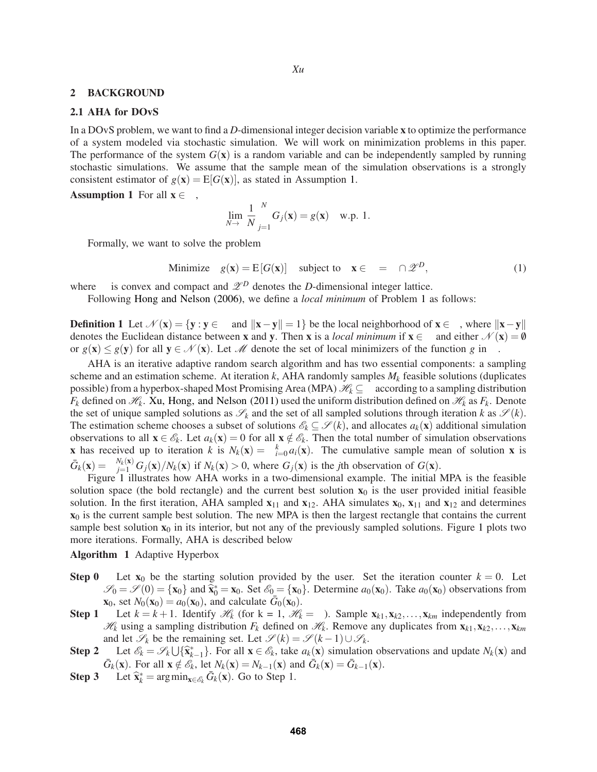## 2 BACKGROUND

### 2.1 AHA for DOvS

In a DOvS problem, we want to find a $D$-dimensional integer decision variable $\mathbf{x}$ to optimize the performance of a system modeled via stochastic simulation. We will work on minimization problems in this paper. The performance of the system $G(\mathbf{x})$ is a random variable and can be independently sampled by running stochastic simulations. We assume that the sample mean of the simulation observations is a strongly consistent estimator of $g(\mathbf{x}) = \mathrm{E}[G(\mathbf{x})]$, as stated in Assumption 1.

**Assumption 1** For all $\mathbf{x} \in \Theta$,

$$\lim_{N \to \infty} \frac{1}{N} \sum_{j=1}^{N} G_j(\mathbf{x}) = g(\mathbf{x}) \quad \text{w.p. } 1.$$

Formally, we want to solve the problem

$$\text{Minimize} \quad g(\mathbf{x}) = \mathrm{E}[G(\mathbf{x})] \quad \text{subject to} \quad \mathbf{x} \in \Theta = \Phi \cap \mathscr{Z}^D, \tag{1}$$

where $\Phi$ is convex and compact and $\mathscr{Z}^D$ denotes the $D$-dimensional integer lattice.

Following Hong and Nelson (2006), we define a *local minimum* of Problem 1 as follows:

**Definition 1** Let $\mathscr{N}(\mathbf{x}) = \{\mathbf{y} : \mathbf{y} \in \Theta \text{ and } \|\mathbf{x} - \mathbf{y}\| = 1\}$ be the local neighborhood of $\mathbf{x} \in \Theta$, where $\|\mathbf{x} - \mathbf{y}\|$ denotes the Euclidean distance between $\mathbf{x}$ and $\mathbf{y}$. Then $\mathbf{x}$ is a *local minimum* if $\mathbf{x} \in \Theta$ and either $\mathscr{N}(\mathbf{x}) = \emptyset$ or $g(\mathbf{x}) \leq g(\mathbf{y})$ for all $\mathbf{y} \in \mathscr{N}(\mathbf{x})$. Let $\mathscr{M}$ denote the set of local minimizers of the function $g$ in $\Theta$.

AHA is an iterative adaptive random search algorithm and has two essential components: a sampling scheme and an estimation scheme. At iteration $k$, AHA randomly samples $M_k$ feasible solutions (duplicates possible) from a hyperbox-shaped Most Promising Area (MPA) $\mathscr{H}_k \subseteq \Theta$ according to a sampling distribution $F_k$ defined on $\mathscr{H}_k$. Xu, Hong, and Nelson (2011) used the uniform distribution defined on $\mathscr{H}_k$ as $F_k$. Denote the set of unique sampled solutions as $\mathscr{S}_k$ and the set of all sampled solutions through iteration $k$ as $\mathscr{S}(k)$. The estimation scheme chooses a subset of solutions $\mathscr{E}_k \subseteq \mathscr{S}(k)$, and allocates $a_k(\mathbf{x})$ additional simulation observations to all $\mathbf{x} \in \mathscr{E}_k$. Let $a_k(\mathbf{x}) = 0$ for all $\mathbf{x} \notin \mathscr{E}_k$. Then the total number of simulation observations $\mathbf{x}$ has received up to iteration $k$ is $N_k(\mathbf{x}) = \sum_{i=0}^{k} a_i(\mathbf{x})$. The cumulative sample mean of solution $\mathbf{x}$ is $\bar{G}_k(\mathbf{x}) = \sum_{j=1}^{N_k(\mathbf{x})} G_j(\mathbf{x})/N_k(\mathbf{x})$ if $N_k(\mathbf{x}) > 0$, where $G_j(\mathbf{x})$ is the $j$th observation of $G(\mathbf{x})$.

Figure 1 illustrates how AHA works in a two-dimensional example. The initial MPA is the feasible solution space (the bold rectangle) and the current best solution $\mathbf{x}_0$ is the user provided initial feasible solution. In the first iteration, AHA sampled $\mathbf{x}_{11}$ and $\mathbf{x}_{12}$. AHA simulates $\mathbf{x}_0$, $\mathbf{x}_{11}$ and $\mathbf{x}_{12}$ and determines $\mathbf{x}_0$ is the current sample best solution. The new MPA is then the largest rectangle that contains the current sample best solution $\mathbf{x}_0$ in its interior, but not any of the previously sampled solutions. Figure 1 plots two more iterations. Formally, AHA is described below

**Algorithm 1** Adaptive Hyperbox

**Step 0** Let $\mathbf{x}_0$ be the starting solution provided by the user. Set the iteration counter $k = 0$. Let $\mathscr{S}_0 = \mathscr{S}(0) = \{\mathbf{x}_0\}$ and $\widehat{\mathbf{x}}_0^* = \mathbf{x}_0$. Set $\mathscr{E}_0 = \{\mathbf{x}_0\}$. Determine $a_0(\mathbf{x}_0)$. Take $a_0(\mathbf{x}_0)$ observations from $\mathbf{x}_0$, set $N_0(\mathbf{x}_0) = a_0(\mathbf{x}_0)$, and calculate $\bar{G}_0(\mathbf{x}_0)$.

**Step 1** Let $k = k+1$. Identify $\mathscr{H}_k$ (for k = 1, $\mathscr{H}_k = \Theta$). Sample $\mathbf{x}_{k1}, \mathbf{x}_{k2}, \ldots, \mathbf{x}_{km}$ independently from $\mathscr{H}_k$ using a sampling distribution $F_k$ defined on $\mathscr{H}_k$. Remove any duplicates from $\mathbf{x}_{k1}, \mathbf{x}_{k2}, \ldots, \mathbf{x}_{km}$ and let $\mathscr{S}_k$ be the remaining set. Let $\mathscr{S}(k) = \mathscr{S}(k-1) \cup \mathscr{S}_k$.

**Step 2** Let $\mathscr{E}_k = \mathscr{S}_k \bigcup \{\widehat{\mathbf{x}}_{k-1}^*\}$. For all $\mathbf{x} \in \mathscr{E}_k$, take $a_k(\mathbf{x})$ simulation observations and update $N_k(\mathbf{x})$ and $\bar{G}_k(\mathbf{x})$. For all $\mathbf{x} \notin \mathscr{E}_k$, let $N_k(\mathbf{x}) = N_{k-1}(\mathbf{x})$ and $\bar{G}_k(\mathbf{x}) = \bar{G}_{k-1}(\mathbf{x})$.

**Step 3** Let $\widehat{\mathbf{x}}_k^* = \arg\min_{\mathbf{x} \in \mathscr{E}_k} \bar{G}_k(\mathbf{x})$. Go to Step 1.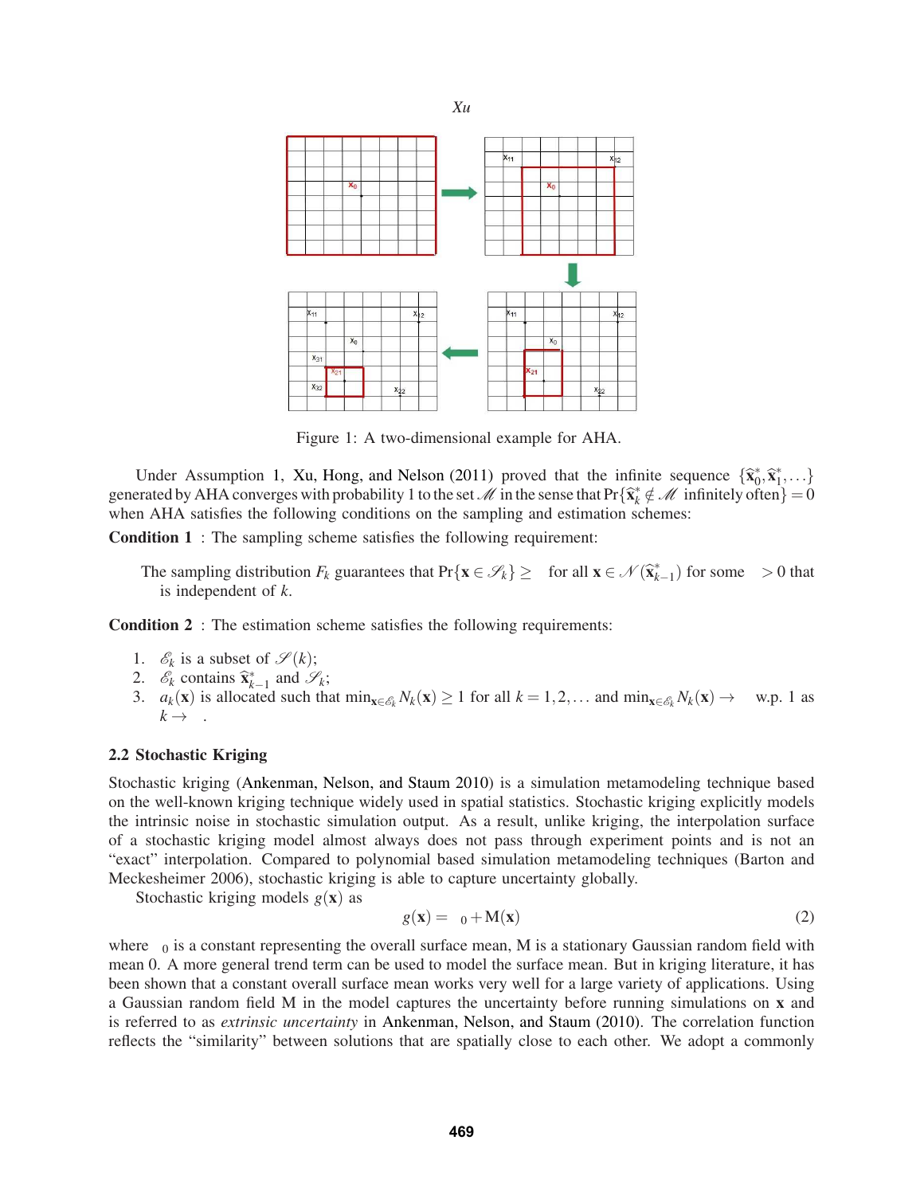Figure 1: A two-dimensional example for AHA.

Under Assumption 1, Xu, Hong, and Nelson (2011) proved that the infinite sequence $\{\widehat{\mathbf{x}}_0^*, \widehat{\mathbf{x}}_1^*, \ldots\}$ generated by AHA converges with probability 1 to the set $\mathscr{M}$ in the sense that $\Pr\{\widehat{\mathbf{x}}_k^* \notin \mathscr{M}$ infinitely often$\} = 0$ when AHA satisfies the following conditions on the sampling and estimation schemes:

**Condition 1** : The sampling scheme satisfies the following requirement:

> The sampling distribution $F_k$ guarantees that $\Pr\{\mathbf{x} \in \mathscr{S}_k\} \geq \varepsilon$ for all $\mathbf{x} \in \mathscr{N}(\widehat{\mathbf{x}}_{k-1}^*)$ for some $\varepsilon > 0$ that is independent of $k$.

**Condition 2** : The estimation scheme satisfies the following requirements:

1. $\mathscr{E}_k$ is a subset of $\mathscr{S}(k)$;
2. $\mathscr{E}_k$ contains $\widehat{\mathbf{x}}_{k-1}^*$ and $\mathscr{S}_k$;
3. $a_k(\mathbf{x})$ is allocated such that $\min_{\mathbf{x}\in\mathscr{E}_k} N_k(\mathbf{x}) \geq 1$ for all $k = 1, 2, \ldots$ and $\min_{\mathbf{x}\in\mathscr{E}_k} N_k(\mathbf{x}) \to \infty$ w.p. 1 as $k \to \infty$.

### 2.2 Stochastic Kriging

Stochastic kriging (Ankenman, Nelson, and Staum 2010) is a simulation metamodeling technique based on the well-known kriging technique widely used in spatial statistics. Stochastic kriging explicitly models the intrinsic noise in stochastic simulation output. As a result, unlike kriging, the interpolation surface of a stochastic kriging model almost always does not pass through experiment points and is not an "exact" interpolation. Compared to polynomial based simulation metamodeling techniques (Barton and Meckesheimer 2006), stochastic kriging is able to capture uncertainty globally.

Stochastic kriging models $g(\mathbf{x})$ as

$$g(\mathbf{x}) = \beta_0 + \mathsf{M}(\mathbf{x}) \tag{2}$$

where $\beta_0$ is a constant representing the overall surface mean, $\mathsf{M}$ is a stationary Gaussian random field with mean 0. A more general trend term can be used to model the surface mean. But in kriging literature, it has been shown that a constant overall surface mean works very well for a large variety of applications. Using a Gaussian random field $\mathsf{M}$ in the model captures the uncertainty before running simulations on $\mathbf{x}$ and is referred to as *extrinsic uncertainty* in Ankenman, Nelson, and Staum (2010). The correlation function reflects the "similarity" between solutions that are spatially close to each other. We adopt a commonly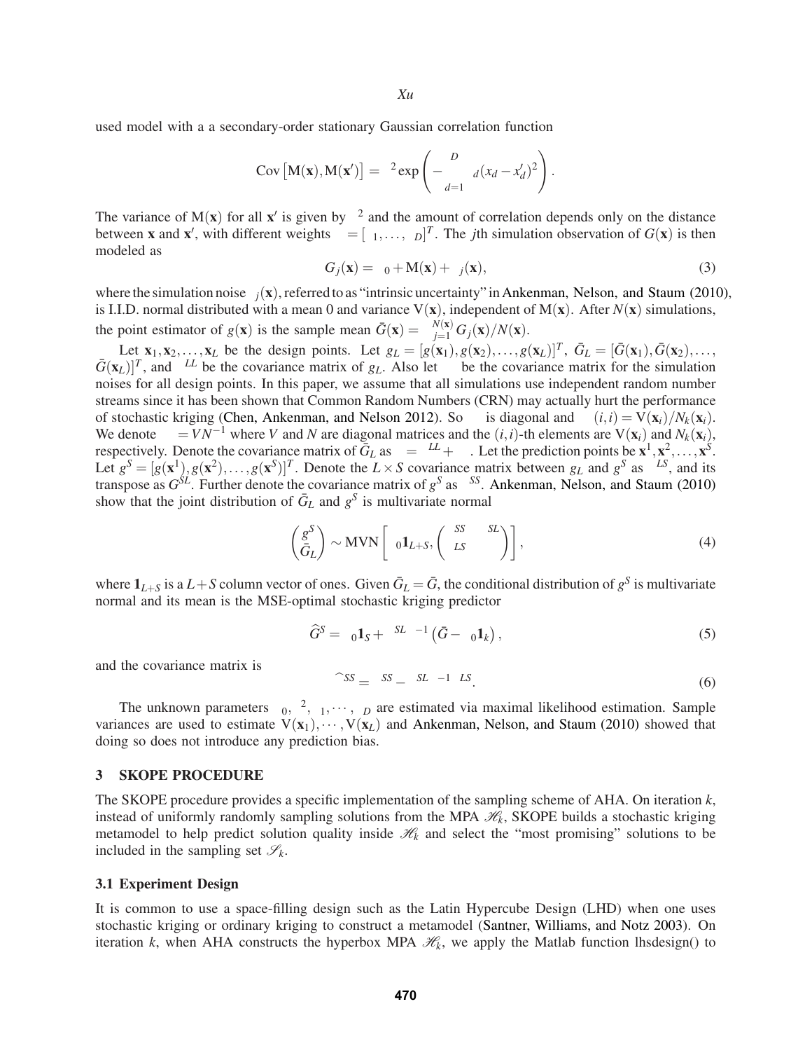used model with a a secondary-order stationary Gaussian correlation function

$$\mathrm{Cov}\left[\mathrm{M}(\mathbf{x}),\mathrm{M}(\mathbf{x}')\right] = \tau^2 \exp\left(-\sum_{d=1}^{D} \theta_d (x_d - x'_d)^2\right).$$

The variance of $\mathrm{M}(\mathbf{x})$ for all $\mathbf{x}'$ is given by $\tau^2$ and the amount of correlation depends only on the distance between $\mathbf{x}$ and $\mathbf{x}'$, with different weights $\theta = [\theta_1,\ldots,\theta_D]^T$. The $j$th simulation observation of $G(\mathbf{x})$ is then modeled as

$$G_j(\mathbf{x}) = \beta_0 + \mathrm{M}(\mathbf{x}) + \varepsilon_j(\mathbf{x}), \tag{3}$$

where the simulation noise $\varepsilon_j(\mathbf{x})$, referred to as "intrinsic uncertainty" in Ankenman, Nelson, and Staum (2010), is I.I.D. normal distributed with a mean 0 and variance $\mathrm{V}(\mathbf{x})$, independent of $\mathrm{M}(\mathbf{x})$. After $N(\mathbf{x})$ simulations, the point estimator of $g(\mathbf{x})$ is the sample mean $\bar{G}(\mathbf{x}) = \sum_{j=1}^{N(\mathbf{x})} G_j(\mathbf{x})/N(\mathbf{x})$.

Let $\mathbf{x}_1,\mathbf{x}_2,\ldots,\mathbf{x}_L$ be the design points. Let $g_L = [g(\mathbf{x}_1), g(\mathbf{x}_2),\ldots,g(\mathbf{x}_L)]^T$, $\bar{G}_L = [\bar{G}(\mathbf{x}_1),\bar{G}(\mathbf{x}_2),\ldots,\bar{G}(\mathbf{x}_L)]^T$, and $\Sigma^{LL}$ be the covariance matrix of $g_L$. Also let $\Sigma_\varepsilon$ be the covariance matrix for the simulation noises for all design points. In this paper, we assume that all simulations use independent random number streams since it has been shown that Common Random Numbers (CRN) may actually hurt the performance of stochastic kriging (Chen, Ankenman, and Nelson 2012). So $\Sigma_\varepsilon$ is diagonal and $\Sigma_\varepsilon(i,i) = \mathrm{V}(\mathbf{x}_i)/N_k(\mathbf{x}_i)$. We denote $\Sigma_\varepsilon = VN^{-1}$ where $V$ and $N$ are diagonal matrices and the $(i,i)$-th elements are $\mathrm{V}(\mathbf{x}_i)$ and $N_k(\mathbf{x}_i)$, respectively. Denote the covariance matrix of $\bar{G}_L$ as $\Sigma = \Sigma^{LL} + \Sigma_\varepsilon$. Let the prediction points be $\mathbf{x}^1,\mathbf{x}^2,\ldots,\mathbf{x}^S$. Let $g^S = [g(\mathbf{x}^1), g(\mathbf{x}^2),\ldots,g(\mathbf{x}^S)]^T$. Denote the $L\times S$ covariance matrix between $g_L$ and $g^S$ as $\Sigma^{LS}$, and its transpose as $G^{SL}$. Further denote the covariance matrix of $g^S$ as $\Sigma^{SS}$. Ankenman, Nelson, and Staum (2010) show that the joint distribution of $\bar{G}_L$ and $g^S$ is multivariate normal

$$\begin{pmatrix} g^S \\ \bar{G}_L \end{pmatrix} \sim \mathrm{MVN}\left[\beta_0 \mathbf{1}_{L+S}, \begin{pmatrix} \Sigma^{SS} & \Sigma^{SL} \\ \Sigma^{LS} & \Sigma \end{pmatrix}\right], \tag{4}$$

where $\mathbf{1}_{L+S}$ is a $L+S$ column vector of ones. Given $\bar{G}_L = \bar{G}$, the conditional distribution of $g^S$ is multivariate normal and its mean is the MSE-optimal stochastic kriging predictor

$$\widehat{G}^S = \beta_0 \mathbf{1}_S + \Sigma^{SL}\Sigma^{-1}\left(\bar{G} - \beta_0 \mathbf{1}_k\right), \tag{5}$$

and the covariance matrix is

$$\widehat{\Sigma}^{SS} = \Sigma^{SS} - \Sigma^{SL}\Sigma^{-1}\Sigma^{LS}. \tag{6}$$

The unknown parameters $\beta_0$, $\tau^2$, $\theta_1,\cdots,\theta_D$ are estimated via maximal likelihood estimation. Sample variances are used to estimate $\mathrm{V}(\mathbf{x}_1),\cdots,\mathrm{V}(\mathbf{x}_L)$ and Ankenman, Nelson, and Staum (2010) showed that doing so does not introduce any prediction bias.

## 3 SKOPE PROCEDURE

The SKOPE procedure provides a specific implementation of the sampling scheme of AHA. On iteration $k$, instead of uniformly randomly sampling solutions from the MPA $\mathscr{H}_k$, SKOPE builds a stochastic kriging metamodel to help predict solution quality inside $\mathscr{H}_k$ and select the "most promising" solutions to be included in the sampling set $\mathscr{S}_k$.

### 3.1 Experiment Design

It is common to use a space-filling design such as the Latin Hypercube Design (LHD) when one uses stochastic kriging or ordinary kriging to construct a metamodel (Santner, Williams, and Notz 2003). On iteration $k$, when AHA constructs the hyperbox MPA $\mathscr{H}_k$, we apply the Matlab function lhsdesign() to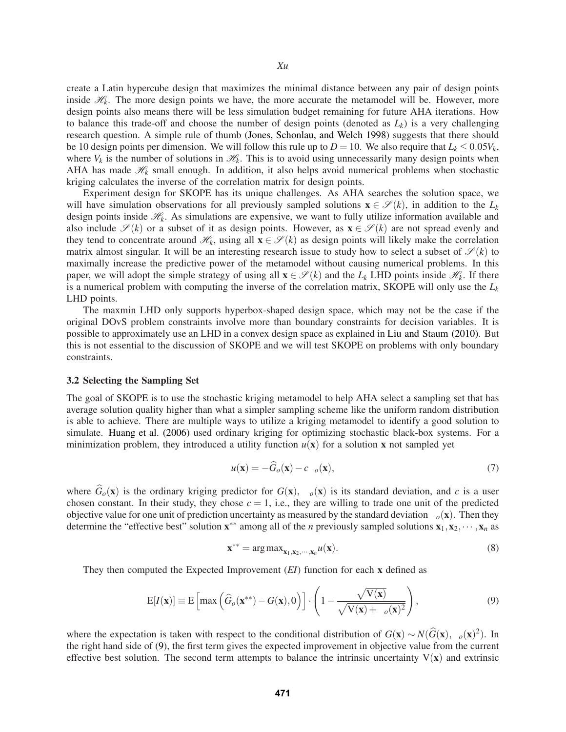create a Latin hypercube design that maximizes the minimal distance between any pair of design points inside $\mathscr{H}_k$. The more design points we have, the more accurate the metamodel will be. However, more design points also means there will be less simulation budget remaining for future AHA iterations. How to balance this trade-off and choose the number of design points (denoted as $L_k$) is a very challenging research question. A simple rule of thumb (Jones, Schonlau, and Welch 1998) suggests that there should be 10 design points per dimension. We will follow this rule up to $D = 10$. We also require that $L_k \leq 0.05V_k$, where $V_k$ is the number of solutions in $\mathscr{H}_k$. This is to avoid using unnecessarily many design points when AHA has made $\mathscr{H}_k$ small enough. In addition, it also helps avoid numerical problems when stochastic kriging calculates the inverse of the correlation matrix for design points.

Experiment design for SKOPE has its unique challenges. As AHA searches the solution space, we will have simulation observations for all previously sampled solutions $\mathbf{x} \in \mathscr{S}(k)$, in addition to the $L_k$ design points inside $\mathscr{H}_k$. As simulations are expensive, we want to fully utilize information available and also include $\mathscr{S}(k)$ or a subset of it as design points. However, as $\mathbf{x} \in \mathscr{S}(k)$ are not spread evenly and they tend to concentrate around $\mathscr{H}_k$, using all $\mathbf{x} \in \mathscr{S}(k)$ as design points will likely make the correlation matrix almost singular. It will be an interesting research issue to study how to select a subset of $\mathscr{S}(k)$ to maximally increase the predictive power of the metamodel without causing numerical problems. In this paper, we will adopt the simple strategy of using all $\mathbf{x} \in \mathscr{S}(k)$ and the $L_k$ LHD points inside $\mathscr{H}_k$. If there is a numerical problem with computing the inverse of the correlation matrix, SKOPE will only use the $L_k$ LHD points.

The maxmin LHD only supports hyperbox-shaped design space, which may not be the case if the original DOvS problem constraints involve more than boundary constraints for decision variables. It is possible to approximately use an LHD in a convex design space as explained in Liu and Staum (2010). But this is not essential to the discussion of SKOPE and we will test SKOPE on problems with only boundary constraints.

### 3.2 Selecting the Sampling Set

The goal of SKOPE is to use the stochastic kriging metamodel to help AHA select a sampling set that has average solution quality higher than what a simpler sampling scheme like the uniform random distribution is able to achieve. There are multiple ways to utilize a kriging metamodel to identify a good solution to simulate. Huang et al. (2006) used ordinary kriging for optimizing stochastic black-box systems. For a minimization problem, they introduced a utility function $u(\mathbf{x})$ for a solution $\mathbf{x}$ not sampled yet

$$u(\mathbf{x}) = -\widehat{G}_o(\mathbf{x}) - c\sigma_o(\mathbf{x}), \tag{7}$$

where $\widehat{G}_o(\mathbf{x})$ is the ordinary kriging predictor for $G(\mathbf{x})$, $\sigma_o(\mathbf{x})$ is its standard deviation, and $c$ is a user chosen constant. In their study, they chose $c = 1$, i.e., they are willing to trade one unit of the predicted objective value for one unit of prediction uncertainty as measured by the standard deviation $\sigma_o(\mathbf{x})$. Then they determine the "effective best" solution $\mathbf{x}^{**}$ among all of the $n$ previously sampled solutions $\mathbf{x}_1, \mathbf{x}_2, \cdots, \mathbf{x}_n$ as

$$\mathbf{x}^{**} = \arg\max_{\mathbf{x}_1, \mathbf{x}_2, \cdots, \mathbf{x}_n} u(\mathbf{x}). \tag{8}$$

They then computed the Expected Improvement (*EI*) function for each $\mathbf{x}$ defined as

$$\mathrm{E}[I(\mathbf{x})] \equiv \mathrm{E}\left[\max\left(\widehat{G}_o(\mathbf{x}^{**}) - G(\mathbf{x}), 0\right)\right] \cdot \left(1 - \frac{\sqrt{\mathrm{V}(\mathbf{x})}}{\sqrt{\mathrm{V}(\mathbf{x}) + \sigma_o(\mathbf{x})^2}}\right), \tag{9}$$

where the expectation is taken with respect to the conditional distribution of $G(\mathbf{x}) \sim N(\widehat{G}(\mathbf{x}), \sigma_o(\mathbf{x})^2)$. In the right hand side of (9), the first term gives the expected improvement in objective value from the current effective best solution. The second term attempts to balance the intrinsic uncertainty $\mathrm{V}(\mathbf{x})$ and extrinsic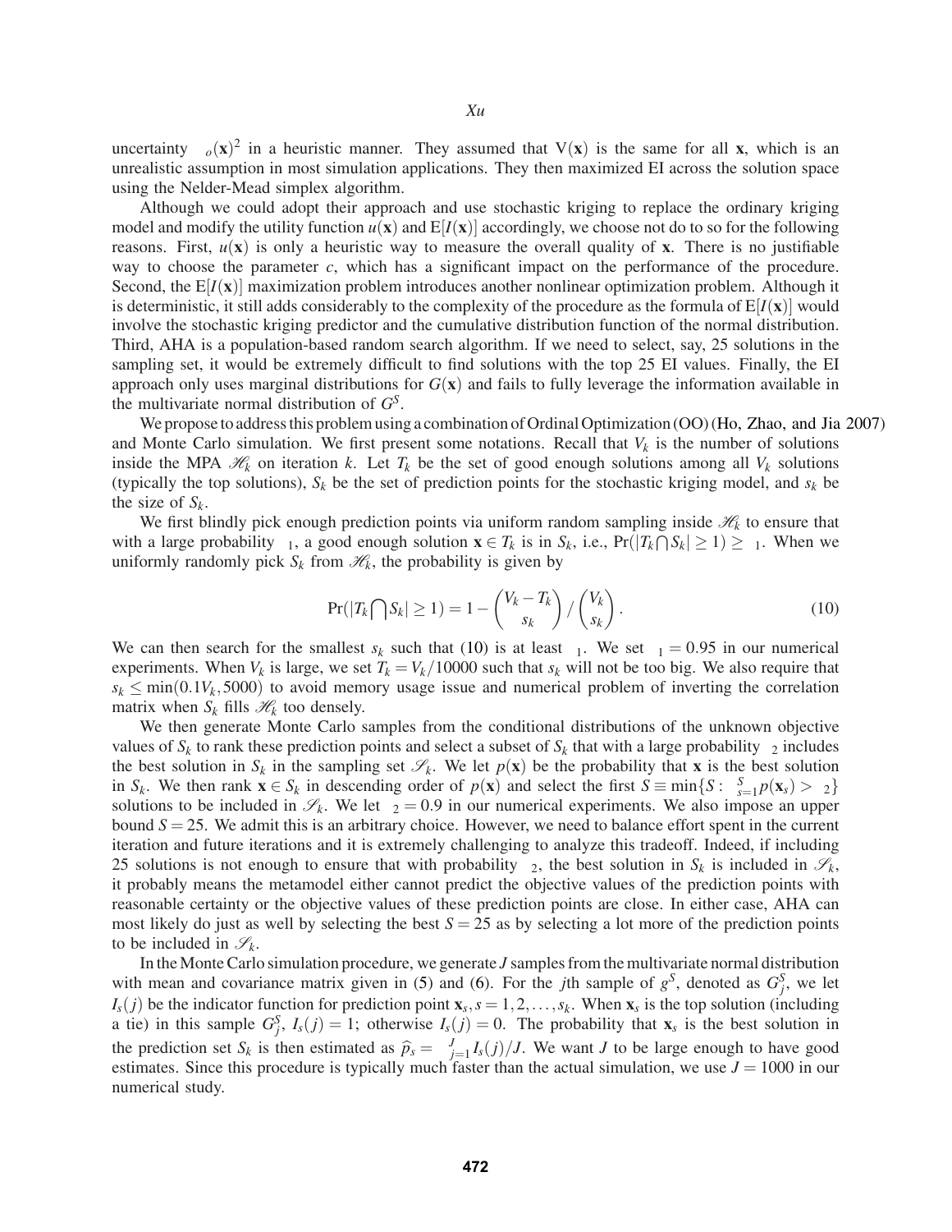uncertainty $\sigma_o(\mathbf{x})^2$ in a heuristic manner. They assumed that $\mathrm{V}(\mathbf{x})$ is the same for all $\mathbf{x}$, which is an unrealistic assumption in most simulation applications. They then maximized EI across the solution space using the Nelder-Mead simplex algorithm.

Although we could adopt their approach and use stochastic kriging to replace the ordinary kriging model and modify the utility function $u(\mathbf{x})$ and $\mathrm{E}[I(\mathbf{x})]$ accordingly, we choose not do to so for the following reasons. First, $u(\mathbf{x})$ is only a heuristic way to measure the overall quality of $\mathbf{x}$. There is no justifiable way to choose the parameter $c$, which has a significant impact on the performance of the procedure. Second, the $\mathrm{E}[I(\mathbf{x})]$ maximization problem introduces another nonlinear optimization problem. Although it is deterministic, it still adds considerably to the complexity of the procedure as the formula of $\mathrm{E}[I(\mathbf{x})]$ would involve the stochastic kriging predictor and the cumulative distribution function of the normal distribution. Third, AHA is a population-based random search algorithm. If we need to select, say, 25 solutions in the sampling set, it would be extremely difficult to find solutions with the top 25 EI values. Finally, the EI approach only uses marginal distributions for $G(\mathbf{x})$ and fails to fully leverage the information available in the multivariate normal distribution of $G^S$.

We propose to address this problem using a combination of Ordinal Optimization (OO) (Ho, Zhao, and Jia 2007) and Monte Carlo simulation. We first present some notations. Recall that $V_k$ is the number of solutions inside the MPA $\mathscr{H}_k$ on iteration $k$. Let $T_k$ be the set of good enough solutions among all $V_k$ solutions (typically the top solutions), $S_k$ be the set of prediction points for the stochastic kriging model, and $s_k$ be the size of $S_k$.

We first blindly pick enough prediction points via uniform random sampling inside $\mathscr{H}_k$ to ensure that with a large probability $\alpha_1$, a good enough solution $\mathbf{x} \in T_k$ is in $S_k$, i.e., $\Pr(|T_k \bigcap S_k| \geq 1) \geq \alpha_1$. When we uniformly randomly pick $S_k$ from $\mathscr{H}_k$, the probability is given by

$$\Pr(|T_k \bigcap S_k| \geq 1) = 1 - \binom{V_k - T_k}{s_k} \Big/ \binom{V_k}{s_k}. \tag{10}$$

We can then search for the smallest $s_k$ such that (10) is at least $\alpha_1$. We set $\alpha_1 = 0.95$ in our numerical experiments. When $V_k$ is large, we set $T_k = V_k/10000$ such that $s_k$ will not be too big. We also require that $s_k \leq \min(0.1V_k, 5000)$ to avoid memory usage issue and numerical problem of inverting the correlation matrix when $S_k$ fills $\mathscr{H}_k$ too densely.

We then generate Monte Carlo samples from the conditional distributions of the unknown objective values of $S_k$ to rank these prediction points and select a subset of $S_k$ that with a large probability $\alpha_2$ includes the best solution in $S_k$ in the sampling set $\mathscr{S}_k$. We let $p(\mathbf{x})$ be the probability that $\mathbf{x}$ is the best solution in $S_k$. We then rank $\mathbf{x} \in S_k$ in descending order of $p(\mathbf{x})$ and select the first $S \equiv \min\{S : \sum_{s=1}^{S} p(\mathbf{x}_s) > \alpha_2\}$ solutions to be included in $\mathscr{S}_k$. We let $\alpha_2 = 0.9$ in our numerical experiments. We also impose an upper bound $S = 25$. We admit this is an arbitrary choice. However, we need to balance effort spent in the current iteration and future iterations and it is extremely challenging to analyze this tradeoff. Indeed, if including 25 solutions is not enough to ensure that with probability $\alpha_2$, the best solution in $S_k$ is included in $\mathscr{S}_k$, it probably means the metamodel either cannot predict the objective values of the prediction points with reasonable certainty or the objective values of these prediction points are close. In either case, AHA can most likely do just as well by selecting the best $S = 25$ as by selecting a lot more of the prediction points to be included in $\mathscr{S}_k$.

In the Monte Carlo simulation procedure, we generate $J$ samples from the multivariate normal distribution with mean and covariance matrix given in (5) and (6). For the $j$th sample of $g^S$, denoted as $G_j^S$, we let $I_s(j)$ be the indicator function for prediction point $\mathbf{x}_s, s = 1, 2, \ldots, s_k$. When $\mathbf{x}_s$ is the top solution (including a tie) in this sample $G_j^S$, $I_s(j) = 1$; otherwise $I_s(j) = 0$. The probability that $\mathbf{x}_s$ is the best solution in the prediction set $S_k$ is then estimated as $\widehat{p}_s = \sum_{j=1}^{J} I_s(j)/J$. We want $J$ to be large enough to have good estimates. Since this procedure is typically much faster than the actual simulation, we use $J = 1000$ in our numerical study.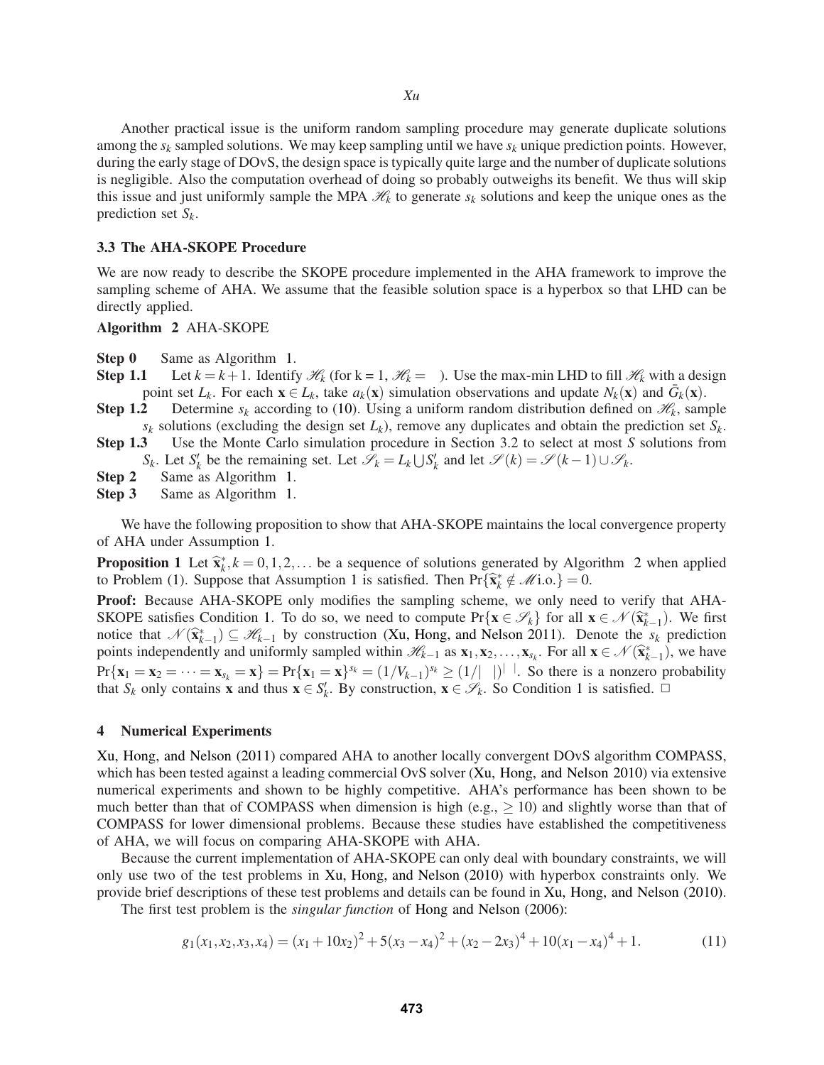Another practical issue is the uniform random sampling procedure may generate duplicate solutions among the $s_k$ sampled solutions. We may keep sampling until we have $s_k$ unique prediction points. However, during the early stage of DOvS, the design space is typically quite large and the number of duplicate solutions is negligible. Also the computation overhead of doing so probably outweighs its benefit. We thus will skip this issue and just uniformly sample the MPA $\mathscr{H}_k$ to generate $s_k$ solutions and keep the unique ones as the prediction set $S_k$.

### 3.3 The AHA-SKOPE Procedure

We are now ready to describe the SKOPE procedure implemented in the AHA framework to improve the sampling scheme of AHA. We assume that the feasible solution space is a hyperbox so that LHD can be directly applied.

**Algorithm 2** AHA-SKOPE

**Step 0** Same as Algorithm 1.

**Step 1.1** Let $k = k+1$. Identify $\mathscr{H}_k$ (for k = 1, $\mathscr{H}_k = \Theta$). Use the max-min LHD to fill $\mathscr{H}_k$ with a design point set $L_k$. For each $\mathbf{x} \in L_k$, take $a_k(\mathbf{x})$ simulation observations and update $N_k(\mathbf{x})$ and $\bar{G}_k(\mathbf{x})$.

**Step 1.2** Determine $s_k$ according to (10). Using a uniform random distribution defined on $\mathscr{H}_k$, sample $s_k$ solutions (excluding the design set $L_k$), remove any duplicates and obtain the prediction set $S_k$.

**Step 1.3** Use the Monte Carlo simulation procedure in Section 3.2 to select at most $S$ solutions from $S_k$. Let $S'_k$ be the remaining set. Let $\mathscr{S}_k = L_k \bigcup S'_k$ and let $\mathscr{S}(k) = \mathscr{S}(k-1) \cup \mathscr{S}_k$.

**Step 2** Same as Algorithm 1.

**Step 3** Same as Algorithm 1.

We have the following proposition to show that AHA-SKOPE maintains the local convergence property of AHA under Assumption 1.

**Proposition 1** Let $\widehat{\mathbf{x}}^*_k, k = 0,1,2,\ldots$ be a sequence of solutions generated by Algorithm 2 when applied to Problem (1). Suppose that Assumption 1 is satisfied. Then $\Pr\{\widehat{\mathbf{x}}^*_k \notin \mathscr{M} \text{ i.o.}\} = 0$.

**Proof:** Because AHA-SKOPE only modifies the sampling scheme, we only need to verify that AHA-SKOPE satisfies Condition 1. To do so, we need to compute $\Pr\{\mathbf{x} \in \mathscr{S}_k\}$ for all $\mathbf{x} \in \mathscr{N}(\widehat{\mathbf{x}}^*_{k-1})$. We first notice that $\mathscr{N}(\widehat{\mathbf{x}}^*_{k-1}) \subseteq \mathscr{H}_{k-1}$ by construction (Xu, Hong, and Nelson 2011). Denote the $s_k$ prediction points independently and uniformly sampled within $\mathscr{H}_{k-1}$ as $\mathbf{x}_1, \mathbf{x}_2, \ldots, \mathbf{x}_{s_k}$. For all $\mathbf{x} \in \mathscr{N}(\widehat{\mathbf{x}}^*_{k-1})$, we have $\Pr\{\mathbf{x}_1 = \mathbf{x}_2 = \cdots = \mathbf{x}_{s_k} = \mathbf{x}\} = \Pr\{\mathbf{x}_1 = \mathbf{x}\}^{s_k} = (1/V_{k-1})^{s_k} \geq (1/|\Theta|)^{|\Theta|}$. So there is a nonzero probability that $S_k$ only contains $\mathbf{x}$ and thus $\mathbf{x} \in S'_k$. By construction, $\mathbf{x} \in \mathscr{S}_k$. So Condition 1 is satisfied. $\square$

## 4 Numerical Experiments

Xu, Hong, and Nelson (2011) compared AHA to another locally convergent DOvS algorithm COMPASS, which has been tested against a leading commercial OvS solver (Xu, Hong, and Nelson 2010) via extensive numerical experiments and shown to be highly competitive. AHA's performance has been shown to be much better than that of COMPASS when dimension is high (e.g., $\geq 10$) and slightly worse than that of COMPASS for lower dimensional problems. Because these studies have established the competitiveness of AHA, we will focus on comparing AHA-SKOPE with AHA.

Because the current implementation of AHA-SKOPE can only deal with boundary constraints, we will only use two of the test problems in Xu, Hong, and Nelson (2010) with hyperbox constraints only. We provide brief descriptions of these test problems and details can be found in Xu, Hong, and Nelson (2010).

The first test problem is the *singular function* of Hong and Nelson (2006):

$$g_1(x_1, x_2, x_3, x_4) = (x_1 + 10x_2)^2 + 5(x_3 - x_4)^2 + (x_2 - 2x_3)^4 + 10(x_1 - x_4)^4 + 1. \tag{11}$$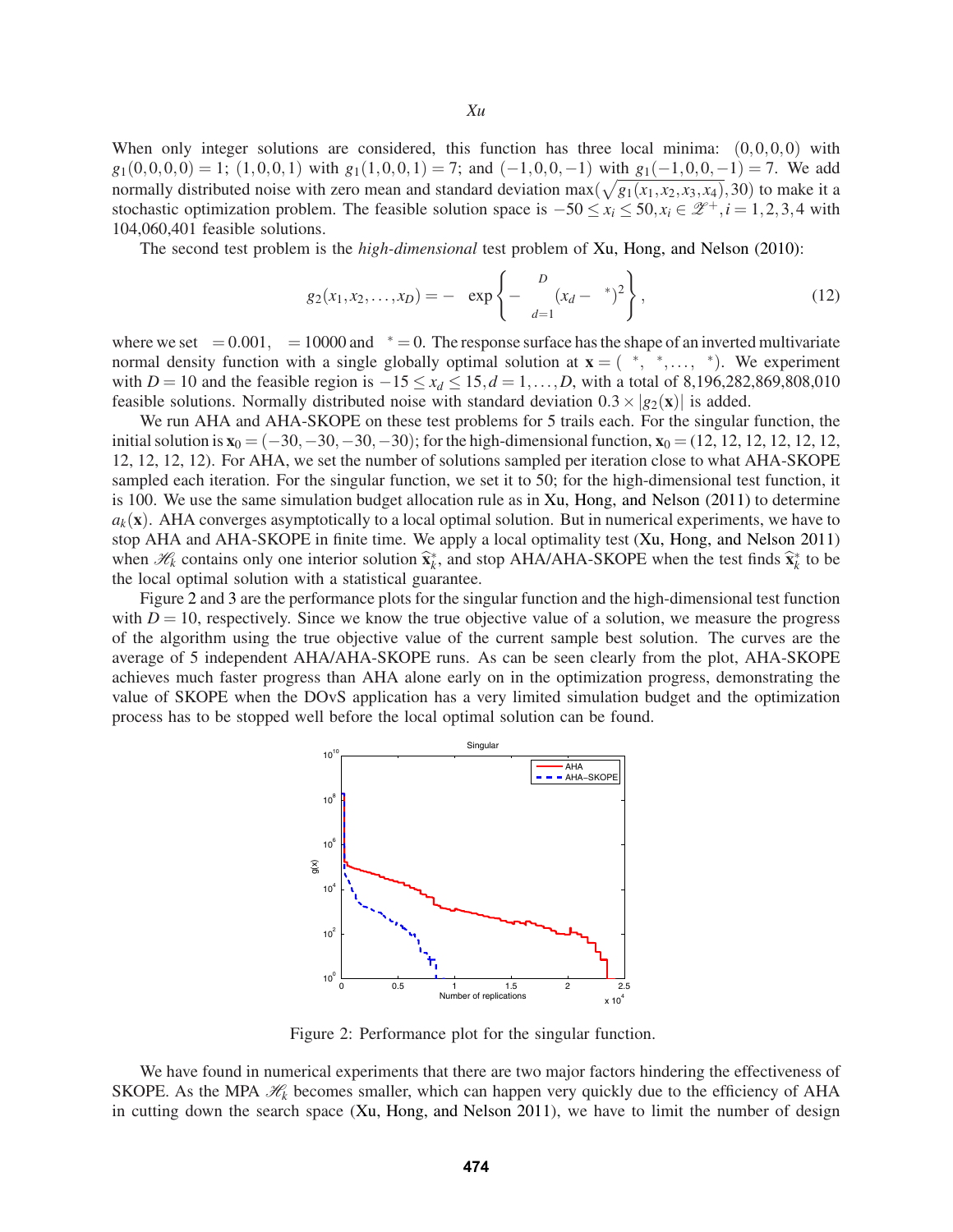When only integer solutions are considered, this function has three local minima: $(0,0,0,0)$ with $g_1(0,0,0,0) = 1$; $(1,0,0,1)$ with $g_1(1,0,0,1) = 7$; and $(-1,0,0,-1)$ with $g_1(-1,0,0,-1) = 7$. We add normally distributed noise with zero mean and standard deviation $\max(\sqrt{g_1(x_1,x_2,x_3,x_4)}, 30)$ to make it a stochastic optimization problem. The feasible solution space is $-50 \le x_i \le 50, x_i \in \mathscr{Z}^+, i = 1,2,3,4$ with 104,060,401 feasible solutions.

The second test problem is the *high-dimensional* test problem of Xu, Hong, and Nelson (2010):

$$g_2(x_1,x_2,\ldots,x_D) = -\ \ \exp\left\{-\ \ \mathop{}_{d=1}^{D}(x_d - \ ^*)^2\right\}, \tag{12}$$

where we set $\ = 0.001$, $\ = 10000$ and $\ ^* = 0$. The response surface has the shape of an inverted multivariate normal density function with a single globally optimal solution at $\mathbf{x} = (\ ^*, \ ^*, \ldots, \ ^*)$. We experiment with $D = 10$ and the feasible region is $-15 \le x_d \le 15, d = 1,\ldots,D$, with a total of 8,196,282,869,808,010 feasible solutions. Normally distributed noise with standard deviation $0.3 \times |g_2(\mathbf{x})|$ is added.

We run AHA and AHA-SKOPE on these test problems for 5 trails each. For the singular function, the initial solution is $\mathbf{x}_0 = (-30,-30,-30,-30)$; for the high-dimensional function, $\mathbf{x}_0 = (12, 12, 12, 12, 12, 12, 12, 12, 12, 12)$. For AHA, we set the number of solutions sampled per iteration close to what AHA-SKOPE sampled each iteration. For the singular function, we set it to 50; for the high-dimensional test function, it is 100. We use the same simulation budget allocation rule as in Xu, Hong, and Nelson (2011) to determine $a_k(\mathbf{x})$. AHA converges asymptotically to a local optimal solution. But in numerical experiments, we have to stop AHA and AHA-SKOPE in finite time. We apply a local optimality test (Xu, Hong, and Nelson 2011) when $\mathscr{H}_k$ contains only one interior solution $\widehat{\mathbf{x}}_k^*$, and stop AHA/AHA-SKOPE when the test finds $\widehat{\mathbf{x}}_k^*$ to be the local optimal solution with a statistical guarantee.

Figure 2 and 3 are the performance plots for the singular function and the high-dimensional test function with $D = 10$, respectively. Since we know the true objective value of a solution, we measure the progress of the algorithm using the true objective value of the current sample best solution. The curves are the average of 5 independent AHA/AHA-SKOPE runs. As can be seen clearly from the plot, AHA-SKOPE achieves much faster progress than AHA alone early on in the optimization progress, demonstrating the value of SKOPE when the DOvS application has a very limited simulation budget and the optimization process has to be stopped well before the local optimal solution can be found.

Figure 2: Performance plot for the singular function.

We have found in numerical experiments that there are two major factors hindering the effectiveness of SKOPE. As the MPA $\mathscr{H}_k$ becomes smaller, which can happen very quickly due to the efficiency of AHA in cutting down the search space (Xu, Hong, and Nelson 2011), we have to limit the number of design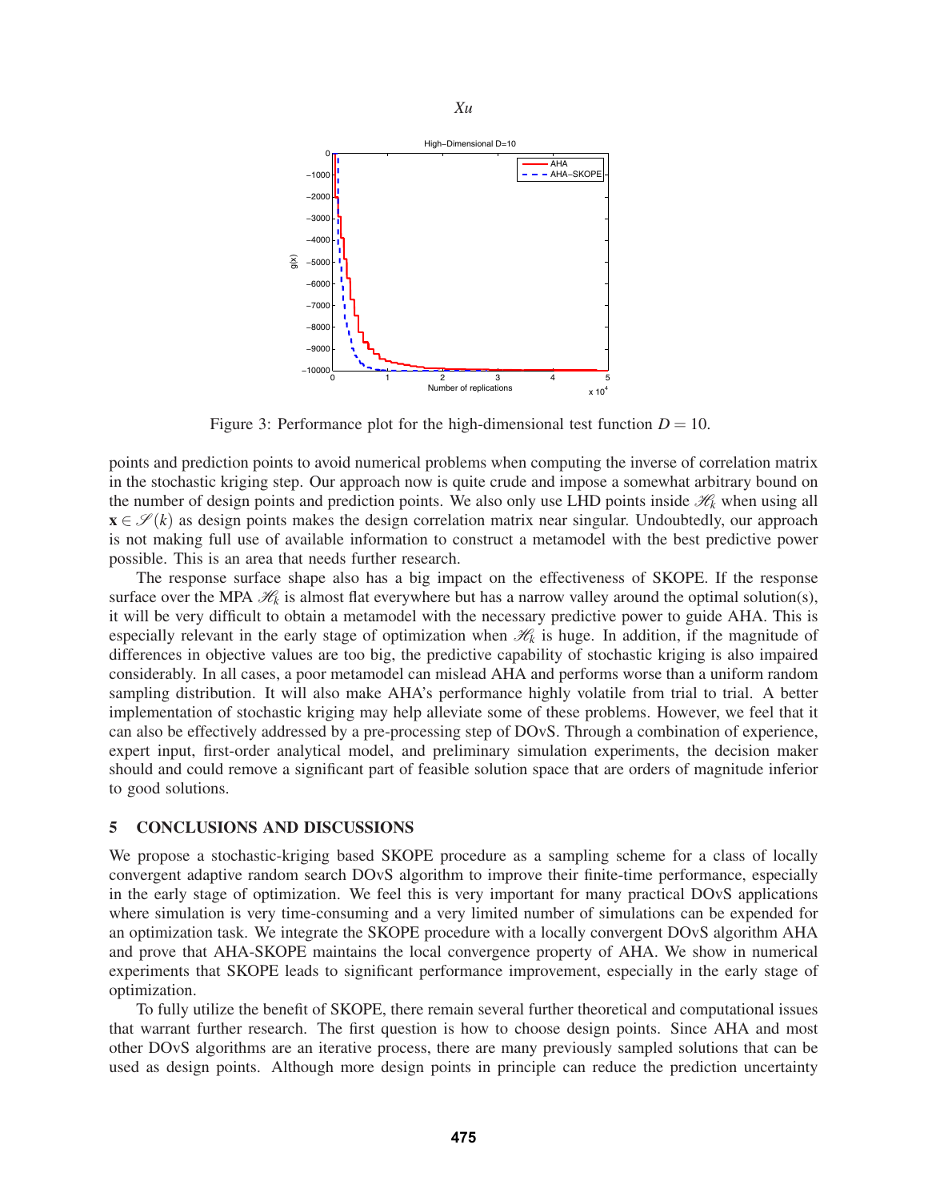High−Dimensional D=10

0
−1000
−2000
−3000
−4000
−5000
−6000
−7000
−8000
−9000
−10000

g(x)

AHA
AHA−SKOPE

0 1 2 3 4 5

Number of replications

x $10^4$

Figure 3: Performance plot for the high-dimensional test function $D = 10$.

points and prediction points to avoid numerical problems when computing the inverse of correlation matrix in the stochastic kriging step. Our approach now is quite crude and impose a somewhat arbitrary bound on the number of design points and prediction points. We also only use LHD points inside $\mathscr{H}_k$ when using all $\mathbf{x} \in \mathscr{S}(k)$ as design points makes the design correlation matrix near singular. Undoubtedly, our approach is not making full use of available information to construct a metamodel with the best predictive power possible. This is an area that needs further research.

The response surface shape also has a big impact on the effectiveness of SKOPE. If the response surface over the MPA $\mathscr{H}_k$ is almost flat everywhere but has a narrow valley around the optimal solution(s), it will be very difficult to obtain a metamodel with the necessary predictive power to guide AHA. This is especially relevant in the early stage of optimization when $\mathscr{H}_k$ is huge. In addition, if the magnitude of differences in objective values are too big, the predictive capability of stochastic kriging is also impaired considerably. In all cases, a poor metamodel can mislead AHA and performs worse than a uniform random sampling distribution. It will also make AHA's performance highly volatile from trial to trial. A better implementation of stochastic kriging may help alleviate some of these problems. However, we feel that it can also be effectively addressed by a pre-processing step of DOvS. Through a combination of experience, expert input, first-order analytical model, and preliminary simulation experiments, the decision maker should and could remove a significant part of feasible solution space that are orders of magnitude inferior to good solutions.

## 5 CONCLUSIONS AND DISCUSSIONS

We propose a stochastic-kriging based SKOPE procedure as a sampling scheme for a class of locally convergent adaptive random search DOvS algorithm to improve their finite-time performance, especially in the early stage of optimization. We feel this is very important for many practical DOvS applications where simulation is very time-consuming and a very limited number of simulations can be expended for an optimization task. We integrate the SKOPE procedure with a locally convergent DOvS algorithm AHA and prove that AHA-SKOPE maintains the local convergence property of AHA. We show in numerical experiments that SKOPE leads to significant performance improvement, especially in the early stage of optimization.

To fully utilize the benefit of SKOPE, there remain several further theoretical and computational issues that warrant further research. The first question is how to choose design points. Since AHA and most other DOvS algorithms are an iterative process, there are many previously sampled solutions that can be used as design points. Although more design points in principle can reduce the prediction uncertainty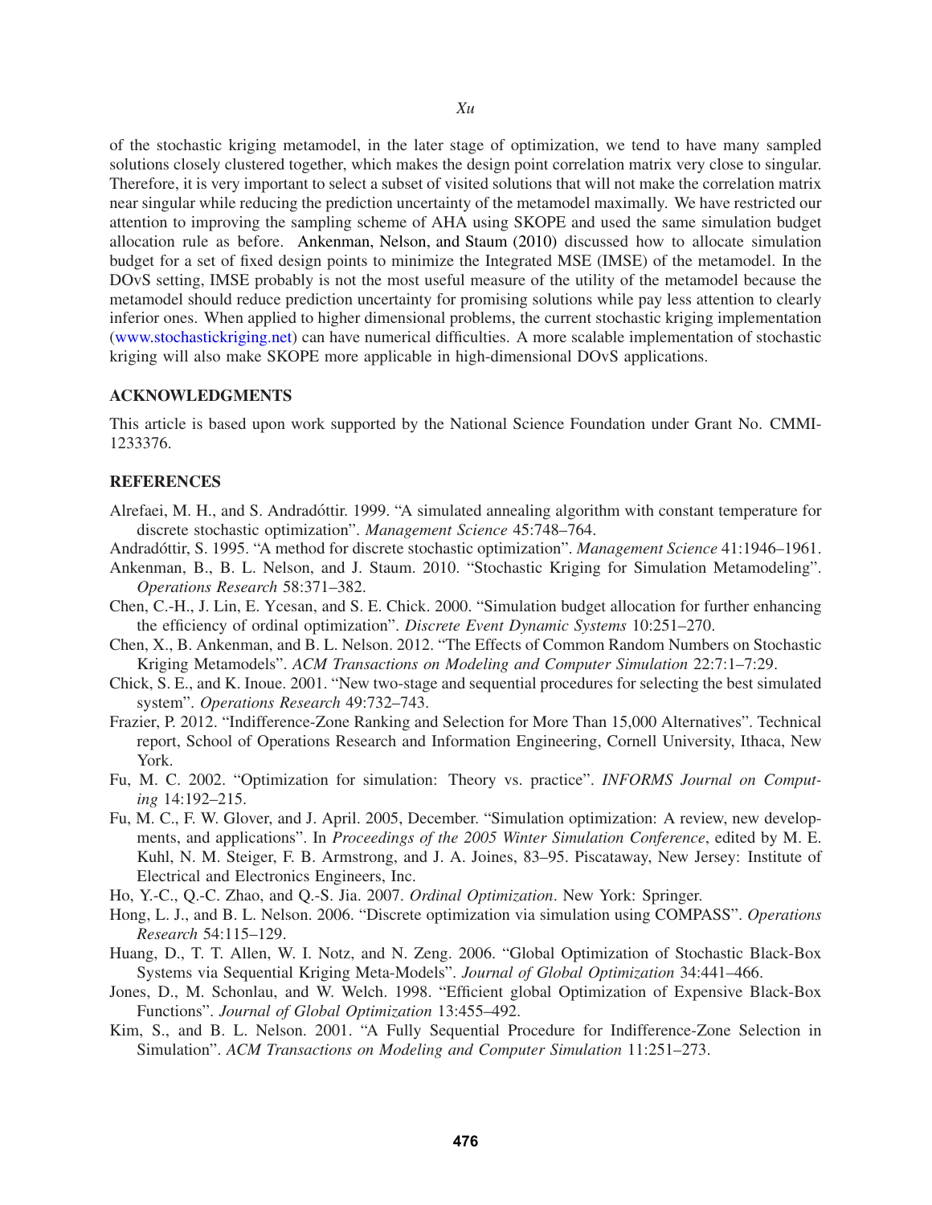of the stochastic kriging metamodel, in the later stage of optimization, we tend to have many sampled solutions closely clustered together, which makes the design point correlation matrix very close to singular. Therefore, it is very important to select a subset of visited solutions that will not make the correlation matrix near singular while reducing the prediction uncertainty of the metamodel maximally. We have restricted our attention to improving the sampling scheme of AHA using SKOPE and used the same simulation budget allocation rule as before. Ankenman, Nelson, and Staum (2010) discussed how to allocate simulation budget for a set of fixed design points to minimize the Integrated MSE (IMSE) of the metamodel. In the DOvS setting, IMSE probably is not the most useful measure of the utility of the metamodel because the metamodel should reduce prediction uncertainty for promising solutions while pay less attention to clearly inferior ones. When applied to higher dimensional problems, the current stochastic kriging implementation (www.stochastickriging.net) can have numerical difficulties. A more scalable implementation of stochastic kriging will also make SKOPE more applicable in high-dimensional DOvS applications.

## ACKNOWLEDGMENTS

This article is based upon work supported by the National Science Foundation under Grant No. CMMI-1233376.

## REFERENCES

Alrefaei, M. H., and S. Andradóttir. 1999. "A simulated annealing algorithm with constant temperature for discrete stochastic optimization". *Management Science* 45:748–764.

Andradóttir, S. 1995. "A method for discrete stochastic optimization". *Management Science* 41:1946–1961.

Ankenman, B., B. L. Nelson, and J. Staum. 2010. "Stochastic Kriging for Simulation Metamodeling". *Operations Research* 58:371–382.

Chen, C.-H., J. Lin, E. Ycesan, and S. E. Chick. 2000. "Simulation budget allocation for further enhancing the efficiency of ordinal optimization". *Discrete Event Dynamic Systems* 10:251–270.

Chen, X., B. Ankenman, and B. L. Nelson. 2012. "The Effects of Common Random Numbers on Stochastic Kriging Metamodels". *ACM Transactions on Modeling and Computer Simulation* 22:7:1–7:29.

Chick, S. E., and K. Inoue. 2001. "New two-stage and sequential procedures for selecting the best simulated system". *Operations Research* 49:732–743.

Frazier, P. 2012. "Indifference-Zone Ranking and Selection for More Than 15,000 Alternatives". Technical report, School of Operations Research and Information Engineering, Cornell University, Ithaca, New York.

Fu, M. C. 2002. "Optimization for simulation: Theory vs. practice". *INFORMS Journal on Computing* 14:192–215.

Fu, M. C., F. W. Glover, and J. April. 2005, December. "Simulation optimization: A review, new developments, and applications". In *Proceedings of the 2005 Winter Simulation Conference*, edited by M. E. Kuhl, N. M. Steiger, F. B. Armstrong, and J. A. Joines, 83–95. Piscataway, New Jersey: Institute of Electrical and Electronics Engineers, Inc.

Ho, Y.-C., Q.-C. Zhao, and Q.-S. Jia. 2007. *Ordinal Optimization*. New York: Springer.

Hong, L. J., and B. L. Nelson. 2006. "Discrete optimization via simulation using COMPASS". *Operations Research* 54:115–129.

Huang, D., T. T. Allen, W. I. Notz, and N. Zeng. 2006. "Global Optimization of Stochastic Black-Box Systems via Sequential Kriging Meta-Models". *Journal of Global Optimization* 34:441–466.

Jones, D., M. Schonlau, and W. Welch. 1998. "Efficient global Optimization of Expensive Black-Box Functions". *Journal of Global Optimization* 13:455–492.

Kim, S., and B. L. Nelson. 2001. "A Fully Sequential Procedure for Indifference-Zone Selection in Simulation". *ACM Transactions on Modeling and Computer Simulation* 11:251–273.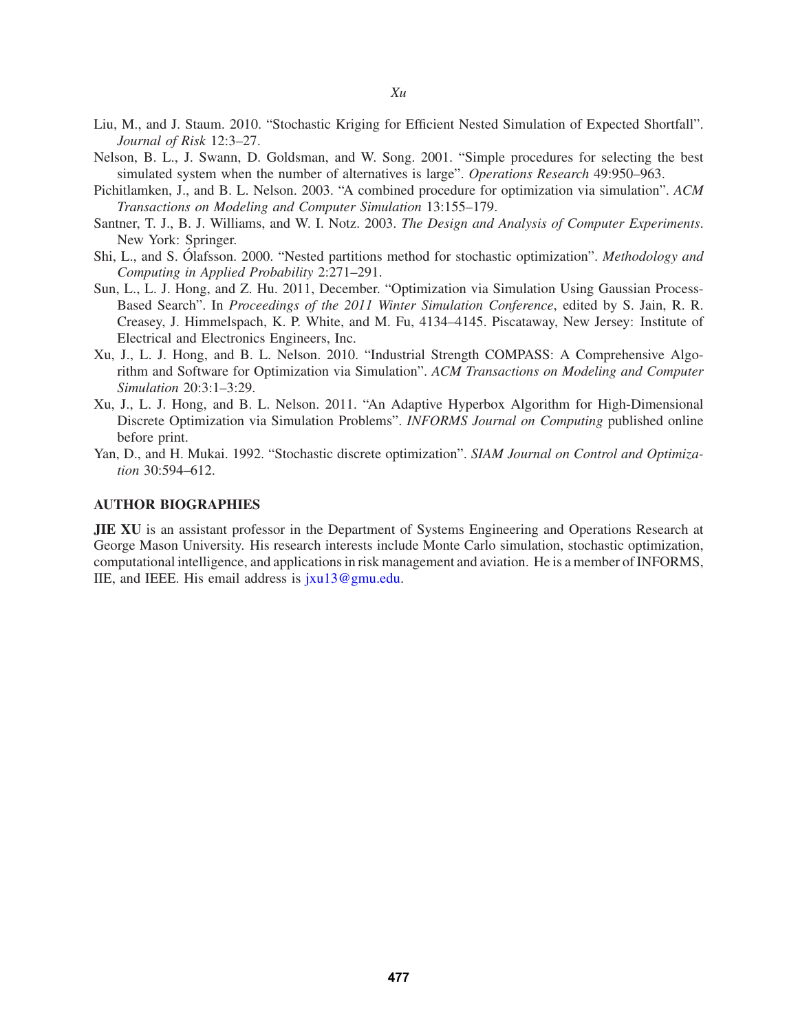Liu, M., and J. Staum. 2010. "Stochastic Kriging for Efficient Nested Simulation of Expected Shortfall". *Journal of Risk* 12:3–27.

Nelson, B. L., J. Swann, D. Goldsman, and W. Song. 2001. "Simple procedures for selecting the best simulated system when the number of alternatives is large". *Operations Research* 49:950–963.

Pichitlamken, J., and B. L. Nelson. 2003. "A combined procedure for optimization via simulation". *ACM Transactions on Modeling and Computer Simulation* 13:155–179.

Santner, T. J., B. J. Williams, and W. I. Notz. 2003. *The Design and Analysis of Computer Experiments*. New York: Springer.

Shi, L., and S. Ólafsson. 2000. "Nested partitions method for stochastic optimization". *Methodology and Computing in Applied Probability* 2:271–291.

Sun, L., L. J. Hong, and Z. Hu. 2011, December. "Optimization via Simulation Using Gaussian Process-Based Search". In *Proceedings of the 2011 Winter Simulation Conference*, edited by S. Jain, R. R. Creasey, J. Himmelspach, K. P. White, and M. Fu, 4134–4145. Piscataway, New Jersey: Institute of Electrical and Electronics Engineers, Inc.

Xu, J., L. J. Hong, and B. L. Nelson. 2010. "Industrial Strength COMPASS: A Comprehensive Algorithm and Software for Optimization via Simulation". *ACM Transactions on Modeling and Computer Simulation* 20:3:1–3:29.

Xu, J., L. J. Hong, and B. L. Nelson. 2011. "An Adaptive Hyperbox Algorithm for High-Dimensional Discrete Optimization via Simulation Problems". *INFORMS Journal on Computing* published online before print.

Yan, D., and H. Mukai. 1992. "Stochastic discrete optimization". *SIAM Journal on Control and Optimization* 30:594–612.

## AUTHOR BIOGRAPHIES

**JIE XU** is an assistant professor in the Department of Systems Engineering and Operations Research at George Mason University. His research interests include Monte Carlo simulation, stochastic optimization, computational intelligence, and applications in risk management and aviation. He is a member of INFORMS, IIE, and IEEE. His email address is jxu13@gmu.edu.